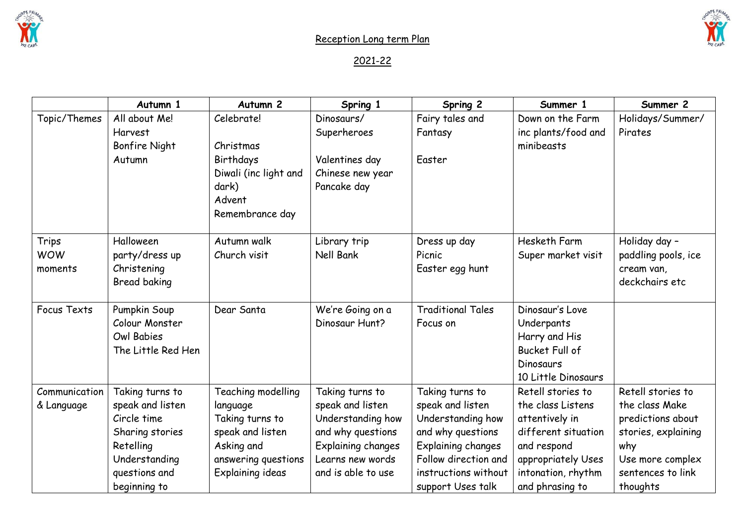# Reception Long term Plan

## 2021-22

| | Autumn 1 | Autumn 2 | Spring 1 | Spring 2 | Summer 1 | Summer 2 |
|---|---|---|---|---|---|---|
| Topic/Themes | All about Me!<br>Harvest<br>Bonfire Night<br>Autumn | Celebrate!<br><br>Christmas<br>Birthdays<br>Diwali (inc light and dark)<br>Advent<br>Remembrance day | Dinosaurs/ Superheroes<br><br>Valentines day<br>Chinese new year<br>Pancake day | Fairy tales and Fantasy<br><br>Easter | Down on the Farm inc plants/food and minibeasts | Holidays/Summer/ Pirates |
| Trips<br>WOW moments | Halloween party/dress up<br>Christening<br>Bread baking | Autumn walk<br>Church visit | Library trip<br>Nell Bank | Dress up day<br>Picnic<br>Easter egg hunt | Hesketh Farm<br>Super market visit | Holiday day – paddling pools, ice cream van, deckchairs etc |
| Focus Texts | Pumpkin Soup<br>Colour Monster<br>Owl Babies<br>The Little Red Hen | Dear Santa | We're Going on a Dinosaur Hunt? | Traditional Tales Focus on | Dinosaur's Love Underpants<br>Harry and His Bucket Full of Dinosaurs<br>10 Little Dinosaurs | |
| Communication & Language | Taking turns to speak and listen<br>Circle time<br>Sharing stories<br>Retelling<br>Understanding questions and beginning to | Teaching modelling language<br>Taking turns to speak and listen<br>Asking and answering questions<br>Explaining ideas | Taking turns to speak and listen<br>Understanding how and why questions<br>Explaining changes<br>Learns new words and is able to use | Taking turns to speak and listen<br>Understanding how and why questions<br>Explaining changes<br>Follow direction and instructions without support Uses talk | Retell stories to the class Listens attentively in different situation and respond appropriately Uses intonation, rhythm and phrasing to | Retell stories to the class Make predictions about stories, explaining why<br>Use more complex sentences to link thoughts |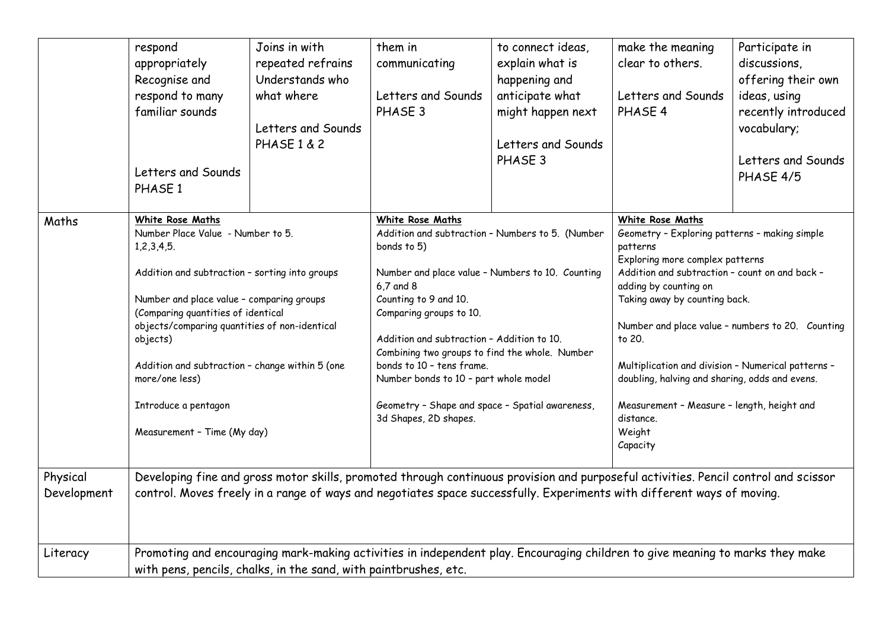| | | | | | | |
|---|---|---|---|---|---|---|
| | respond appropriately Recognise and respond to many familiar sounds<br><br>Letters and Sounds PHASE 1 | Joins in with repeated refrains Understands who what where<br><br>Letters and Sounds PHASE 1 & 2 | them in communicating<br><br>Letters and Sounds PHASE 3 | to connect ideas, explain what is happening and anticipate what might happen next<br><br>Letters and Sounds PHASE 3 | make the meaning clear to others.<br><br>Letters and Sounds PHASE 4 | Participate in discussions, offering their own ideas, using recently introduced vocabulary;<br><br>Letters and Sounds PHASE 4/5 |
| Maths | **White Rose Maths**<br>Number Place Value - Number to 5. 1,2,3,4,5.<br><br>Addition and subtraction – sorting into groups<br><br>Number and place value – comparing groups (Comparing quantities of identical objects/comparing quantities of non-identical objects)<br><br>Addition and subtraction – change within 5 (one more/one less)<br><br>Introduce a pentagon<br><br>Measurement – Time (My day) | | **White Rose Maths**<br>Addition and subtraction – Numbers to 5. (Number bonds to 5)<br><br>Number and place value – Numbers to 10. Counting 6,7 and 8<br>Counting to 9 and 10.<br>Comparing groups to 10.<br><br>Addition and subtraction – Addition to 10. Combining two groups to find the whole. Number bonds to 10 – tens frame.<br>Number bonds to 10 – part whole model<br><br>Geometry – Shape and space – Spatial awareness, 3d Shapes, 2D shapes. | | **White Rose Maths**<br>Geometry – Exploring patterns – making simple patterns<br>Exploring more complex patterns<br>Addition and subtraction – count on and back – adding by counting on<br>Taking away by counting back.<br><br>Number and place value – numbers to 20. Counting to 20.<br><br>Multiplication and division – Numerical patterns – doubling, halving and sharing, odds and evens.<br><br>Measurement – Measure – length, height and distance.<br>Weight<br>Capacity | |
| Physical Development | Developing fine and gross motor skills, promoted through continuous provision and purposeful activities. Pencil control and scissor control. Moves freely in a range of ways and negotiates space successfully. Experiments with different ways of moving. | | | | | |
| Literacy | Promoting and encouraging mark-making activities in independent play. Encouraging children to give meaning to marks they make with pens, pencils, chalks, in the sand, with paintbrushes, etc. | | | | | |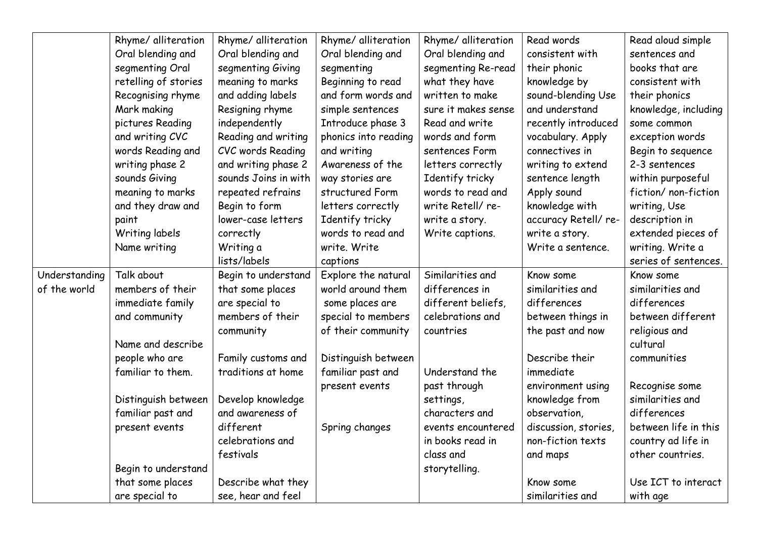| | | | | | | |
|---|---|---|---|---|---|---|
| | Rhyme/ alliteration Oral blending and segmenting Oral retelling of stories Recognising rhyme Mark making pictures Reading and writing CVC words Reading and writing phase 2 sounds Giving meaning to marks and they draw and paint<br>Writing labels<br>Name writing | Rhyme/ alliteration Oral blending and segmenting Giving meaning to marks and adding labels Resigning rhyme independently Reading and writing CVC words Reading and writing phase 2 sounds Joins in with repeated refrains Begin to form lower-case letters correctly<br>Writing a lists/labels | Rhyme/ alliteration Oral blending and segmenting<br>Beginning to read and form words and simple sentences Introduce phase 3 phonics into reading and writing<br>Awareness of the way stories are structured Form letters correctly Identify tricky words to read and write. Write captions | Rhyme/ alliteration Oral blending and segmenting Re-read what they have written to make sure it makes sense Read and write words and form sentences Form letters correctly Identify tricky words to read and write Retell/ re-write a story.<br>Write captions. | Read words consistent with their phonic knowledge by sound-blending Use and understand recently introduced vocabulary. Apply connectives in writing to extend sentence length Apply sound knowledge with accuracy Retell/ re-write a story.<br>Write a sentence. | Read aloud simple sentences and books that are consistent with their phonics knowledge, including some common exception words Begin to sequence 2-3 sentences within purposeful fiction/ non-fiction writing, Use description in extended pieces of writing. Write a series of sentences. |
| Understanding of the world | Talk about members of their immediate family and community<br><br>Name and describe people who are familiar to them.<br><br>Distinguish between familiar past and present events<br><br>Begin to understand that some places are special to | Begin to understand that some places are special to members of their community<br><br>Family customs and traditions at home<br><br>Develop knowledge and awareness of different celebrations and festivals<br><br>Describe what they see, hear and feel | Explore the natural world around them some places are special to members of their community<br><br>Distinguish between familiar past and present events<br><br>Spring changes | Similarities and differences in different beliefs, celebrations and countries<br><br>Understand the past through settings, characters and events encountered in books read in class and storytelling. | Know some similarities and differences between things in the past and now<br><br>Describe their immediate environment using knowledge from observation, discussion, stories, non-fiction texts and maps<br><br>Know some similarities and | Know some similarities and differences between different religious and cultural communities<br><br>Recognise some similarities and differences between life in this country ad life in other countries.<br><br>Use ICT to interact with age |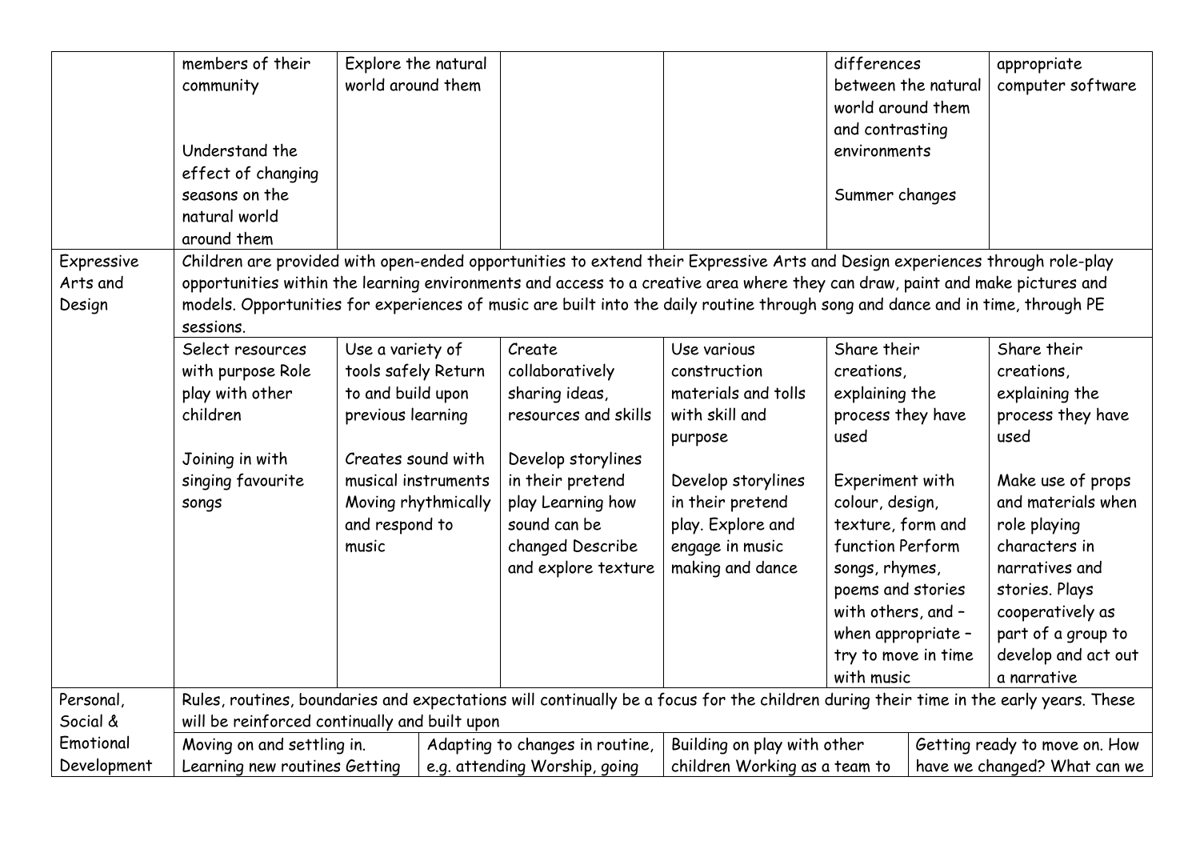| | | | | | | |
|---|---|---|---|---|---|---|
| | members of their community<br><br>Understand the effect of changing seasons on the natural world around them | Explore the natural world around them | | | differences between the natural world around them and contrasting environments<br><br>Summer changes | appropriate computer software |
| Expressive Arts and Design | Children are provided with open-ended opportunities to extend their Expressive Arts and Design experiences through role-play opportunities within the learning environments and access to a creative area where they can draw, paint and make pictures and models. Opportunities for experiences of music are built into the daily routine through song and dance and in time, through PE sessions. | | | | | |
| | Select resources with purpose Role play with other children<br><br>Joining in with singing favourite songs | Use a variety of tools safely Return to and build upon previous learning<br><br>Creates sound with musical instruments Moving rhythmically and respond to music | Create collaboratively sharing ideas, resources and skills<br><br>Develop storylines in their pretend play Learning how sound can be changed Describe and explore texture | Use various construction materials and tolls with skill and purpose<br><br>Develop storylines in their pretend play. Explore and engage in music making and dance | Share their creations, explaining the process they have used<br><br>Experiment with colour, design, texture, form and function Perform songs, rhymes, poems and stories with others, and – when appropriate – try to move in time with music | Share their creations, explaining the process they have used<br><br>Make use of props and materials when role playing characters in narratives and stories. Plays cooperatively as part of a group to develop and act out a narrative |
| Personal, Social & Emotional Development | Rules, routines, boundaries and expectations will continually be a focus for the children during their time in the early years. These will be reinforced continually and built upon | | | | | |
| | Moving on and settling in. Learning new routines Getting | | Adapting to changes in routine, e.g. attending Worship, going | Building on play with other children Working as a team to | | Getting ready to move on. How have we changed? What can we |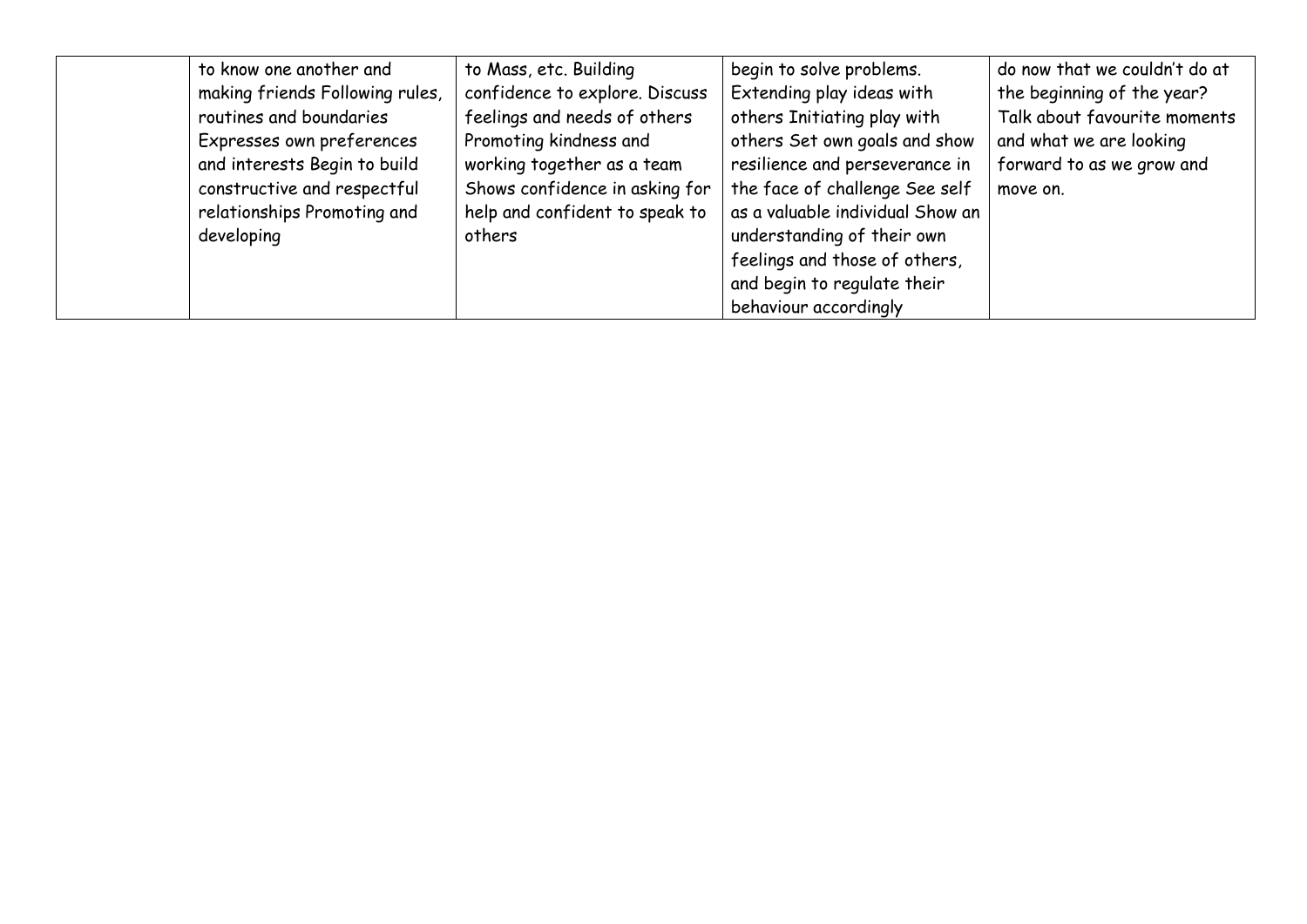| | | | | |
|---|---|---|---|---|
| | to know one another and making friends Following rules, routines and boundaries Expresses own preferences and interests Begin to build constructive and respectful relationships Promoting and developing | to Mass, etc. Building confidence to explore. Discuss feelings and needs of others Promoting kindness and working together as a team Shows confidence in asking for help and confident to speak to others | begin to solve problems. Extending play ideas with others Initiating play with others Set own goals and show resilience and perseverance in the face of challenge See self as a valuable individual Show an understanding of their own feelings and those of others, and begin to regulate their behaviour accordingly | do now that we couldn't do at the beginning of the year? Talk about favourite moments and what we are looking forward to as we grow and move on. |